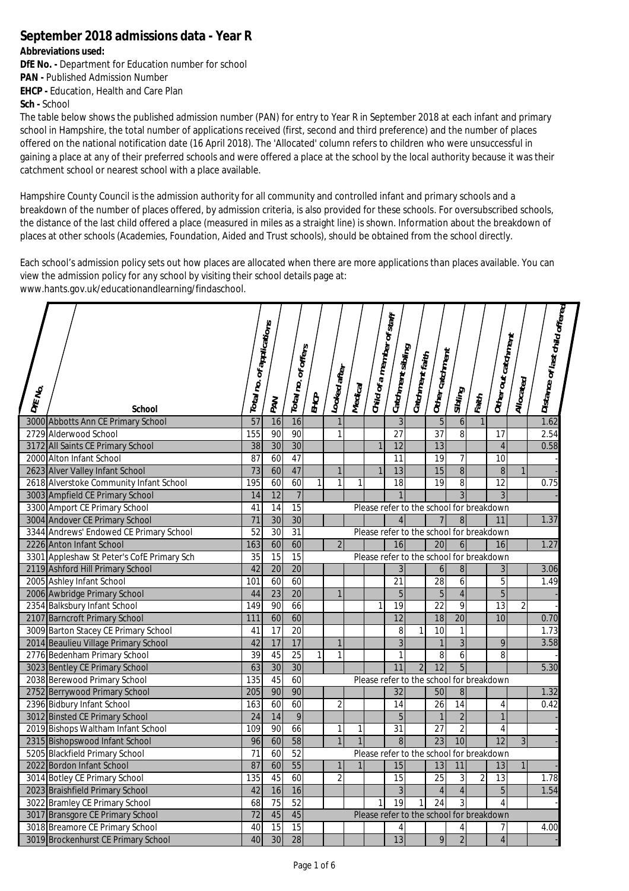# September 2018 admissions data - Year R

**Abbreviations used:**

**DfE No. -** Department for Education number for school

**PAN -** Published Admission Number

**EHCP -** Education, Health and Care Plan

**Sch -** School

The table below shows the published admission number (PAN) for entry to Year R in September 2018 at each infant and primary school in Hampshire, the total number of applications received (first, second and third preference) and the number of places offered on the national notification date (16 April 2018). The 'Allocated' column refers to children who were unsuccessful in gaining a place at any of their preferred schools and were offered a place at the school by the local authority because it was their catchment school or nearest school with a place available.

Hampshire County Council is the admission authority for all community and controlled infant and primary schools and a breakdown of the number of places offered, by admission criteria, is also provided for these schools. For oversubscribed schools, the distance of the last child offered a place (measured in miles as a straight line) is shown. Information about the breakdown of places at other schools (Academies, Foundation, Aided and Trust schools), should be obtained from the school directly.

Each school's admission policy sets out how places are allocated when there are more applications than places available. You can view the admission policy for any school by visiting their school details page at: www.hants.gov.uk/educationandlearning/findaschool.

| DfE No. | School | Total no. of applications | PAN | Total no. of offers | EHCP | Looked after | Medical | Child of a member of staff | Catchment sibling | Catchment faith | Other catchment | Sibling | Faith | Other out catchment | Allocated | Distance of last child offered |
|---|---|---|---|---|---|---|---|---|---|---|---|---|---|---|---|---|
| 3000 | Abbotts Ann CE Primary School | 57 | 16 | 16 | | 1 | | | 3 | | 5 | 6 | 1 | | | 1.62 |
| 2729 | Alderwood School | 155 | 90 | 90 | | 1 | | | 27 | | 37 | 8 | | 17 | | 2.54 |
| 3172 | All Saints CE Primary School | 38 | 30 | 30 | | | | 1 | 12 | | 13 | | | 4 | | 0.58 |
| 2000 | Alton Infant School | 87 | 60 | 47 | | | | | 11 | | 19 | 7 | | 10 | | - |
| 2623 | Alver Valley Infant School | 73 | 60 | 47 | | 1 | | 1 | 13 | | 15 | 8 | | 8 | 1 | - |
| 2618 | Alverstoke Community Infant School | 195 | 60 | 60 | 1 | 1 | 1 | | 18 | | 19 | 8 | | 12 | | 0.75 |
| 3003 | Ampfield CE Primary School | 14 | 12 | 7 | | | | | 1 | | | 3 | | 3 | | - |
| 3300 | Amport CE Primary School | 41 | 14 | 15 | Please refer to the school for breakdown | | | | | | | | | | | |
| 3004 | Andover CE Primary School | 71 | 30 | 30 | | | | | 4 | | 7 | 8 | | 11 | | 1.37 |
| 3344 | Andrews' Endowed CE Primary School | 52 | 30 | 31 | Please refer to the school for breakdown | | | | | | | | | | | |
| 2226 | Anton Infant School | 163 | 60 | 60 | | 2 | | | 16 | | 20 | 6 | | 16 | | 1.27 |
| 3301 | Appleshaw St Peter's CofE Primary Sch | 35 | 15 | 15 | Please refer to the school for breakdown | | | | | | | | | | | |
| 2119 | Ashford Hill Primary School | 42 | 20 | 20 | | | | | 3 | | 6 | 8 | | 3 | | 3.06 |
| 2005 | Ashley Infant School | 101 | 60 | 60 | | | | | 21 | | 28 | 6 | | 5 | | 1.49 |
| 2006 | Awbridge Primary School | 44 | 23 | 20 | | 1 | | | 5 | | 5 | 4 | | 5 | | - |
| 2354 | Balksbury Infant School | 149 | 90 | 66 | | | | 1 | 19 | | 22 | 9 | | 13 | 2 | - |
| 2107 | Barncroft Primary School | 111 | 60 | 60 | | | | | 12 | | 18 | 20 | | 10 | | 0.70 |
| 3009 | Barton Stacey CE Primary School | 41 | 17 | 20 | | | | | 8 | 1 | 10 | 1 | | | | 1.73 |
| 2014 | Beaulieu Village Primary School | 42 | 17 | 17 | | 1 | | | 3 | | 1 | 3 | | 9 | | 3.58 |
| 2776 | Bedenham Primary School | 39 | 45 | 25 | 1 | 1 | | | 1 | | 8 | 6 | | 8 | | - |
| 3023 | Bentley CE Primary School | 63 | 30 | 30 | | | | | 11 | 2 | 12 | 5 | | | | 5.30 |
| 2038 | Berewood Primary School | 135 | 45 | 60 | Please refer to the school for breakdown | | | | | | | | | | | |
| 2752 | Berrywood Primary School | 205 | 90 | 90 | | | | | 32 | | 50 | 8 | | | | 1.32 |
| 2396 | Bidbury Infant School | 163 | 60 | 60 | | 2 | | | 14 | | 26 | 14 | | 4 | | 0.42 |
| 3012 | Binsted CE Primary School | 24 | 14 | 9 | | | | | 5 | | 1 | 2 | | 1 | | - |
| 2019 | Bishops Waltham Infant School | 109 | 90 | 66 | | 1 | 1 | | 31 | | 27 | 2 | | 4 | | - |
| 2315 | Bishopswood Infant School | 96 | 60 | 58 | | 1 | 1 | | 8 | | 23 | 10 | | 12 | 3 | - |
| 5205 | Blackfield Primary School | 71 | 60 | 52 | Please refer to the school for breakdown | | | | | | | | | | | |
| 2022 | Bordon Infant School | 87 | 60 | 55 | | 1 | 1 | | 15 | | 13 | 11 | | 13 | 1 | - |
| 3014 | Botley CE Primary School | 135 | 45 | 60 | | 2 | | | 15 | | 25 | 3 | 2 | 13 | | 1.78 |
| 2023 | Braishfield Primary School | 42 | 16 | 16 | | | | | 3 | | 4 | 4 | | 5 | | 1.54 |
| 3022 | Bramley CE Primary School | 68 | 75 | 52 | | | | 1 | 19 | 1 | 24 | 3 | | 4 | | - |
| 3017 | Bransgore CE Primary School | 72 | 45 | 45 | Please refer to the school for breakdown | | | | | | | | | | | |
| 3018 | Breamore CE Primary School | 40 | 15 | 15 | | | | | 4 | | | 4 | | 7 | | 4.00 |
| 3019 | Brockenhurst CE Primary School | 40 | 30 | 28 | | | | | 13 | | 9 | 2 | | 4 | | - |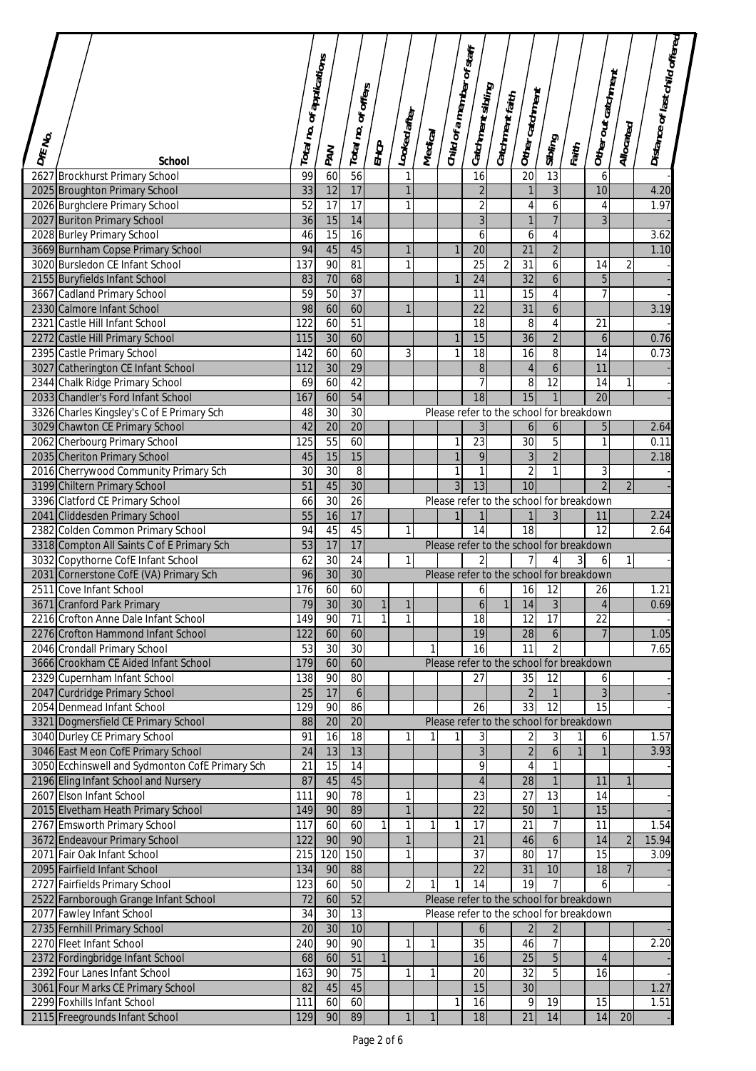| DfE No. | School | Total no. of applications | PAN | Total no. of offers | EHCP | Looked after | Medical | Child of a member of staff | Catchment sibling | Catchment faith | Other catchment | Sibling | Faith | Other out catchment | Allocated | Distance of last child offered |
|---|---|---|---|---|---|---|---|---|---|---|---|---|---|---|---|---|
| 2627 | Brockhurst Primary School | 99 | 60 | 56 | | 1 | | | 16 | | 20 | 13 | | 6 | | - |
| 2025 | Broughton Primary School | 33 | 12 | 17 | | 1 | | | 2 | | 1 | 3 | | 10 | | 4.20 |
| 2026 | Burghclere Primary School | 52 | 17 | 17 | | 1 | | | 2 | | 4 | 6 | | 4 | | 1.97 |
| 2027 | Buriton Primary School | 36 | 15 | 14 | | | | | 3 | | 1 | 7 | | 3 | | - |
| 2028 | Burley Primary School | 46 | 15 | 16 | | | | | 6 | | 6 | 4 | | | | 3.62 |
| 3669 | Burnham Copse Primary School | 94 | 45 | 45 | | 1 | | 1 | 20 | | 21 | 2 | | | | 1.10 |
| 3020 | Bursledon CE Infant School | 137 | 90 | 81 | | 1 | | | 25 | 2 | 31 | 6 | | 14 | 2 | - |
| 2155 | Buryfields Infant School | 83 | 70 | 68 | | | | 1 | 24 | | 32 | 6 | | 5 | | - |
| 3667 | Cadland Primary School | 59 | 50 | 37 | | | | | 11 | | 15 | 4 | | 7 | | - |
| 2330 | Calmore Infant School | 98 | 60 | 60 | | 1 | | | 22 | | 31 | 6 | | | | 3.19 |
| 2321 | Castle Hill Infant School | 122 | 60 | 51 | | | | | 18 | | 8 | 4 | | 21 | | - |
| 2272 | Castle Hill Primary School | 115 | 30 | 60 | | | | 1 | 15 | | 36 | 2 | | 6 | | 0.76 |
| 2395 | Castle Primary School | 142 | 60 | 60 | | 3 | | 1 | 18 | | 16 | 8 | | 14 | | 0.73 |
| 3027 | Catherington CE Infant School | 112 | 30 | 29 | | | | | 8 | | 4 | 6 | | 11 | | - |
| 2344 | Chalk Ridge Primary School | 69 | 60 | 42 | | | | | 7 | | 8 | 12 | | 14 | 1 | - |
| 2033 | Chandler's Ford Infant School | 167 | 60 | 54 | | | | | 18 | | 15 | 1 | | 20 | | - |
| 3326 | Charles Kingsley's C of E Primary Sch | 48 | 30 | 30 | Please refer to the school for breakdown | | | | | | | | | | | |
| 3029 | Chawton CE Primary School | 42 | 20 | 20 | | | | | 3 | | 6 | 6 | | 5 | | 2.64 |
| 2062 | Cherbourg Primary School | 125 | 55 | 60 | | | | 1 | 23 | | 30 | 5 | | 1 | | 0.11 |
| 2035 | Cheriton Primary School | 45 | 15 | 15 | | | | 1 | 9 | | 3 | 2 | | | | 2.18 |
| 2016 | Cherrywood Community Primary Sch | 30 | 30 | 8 | | | | 1 | 1 | | 2 | 1 | | 3 | | - |
| 3199 | Chiltern Primary School | 51 | 45 | 30 | | | | 3 | 13 | | 10 | | | 2 | 2 | - |
| 3396 | Clatford CE Primary School | 66 | 30 | 26 | Please refer to the school for breakdown | | | | | | | | | | | |
| 2041 | Cliddesden Primary School | 55 | 16 | 17 | | | | 1 | 1 | | 1 | 3 | | 11 | | 2.24 |
| 2382 | Colden Common Primary School | 94 | 45 | 45 | | 1 | | | 14 | | 18 | | | 12 | | 2.64 |
| 3318 | Compton All Saints C of E Primary Sch | 53 | 17 | 17 | Please refer to the school for breakdown | | | | | | | | | | | |
| 3032 | Copythorne CofE Infant School | 62 | 30 | 24 | | 1 | | | 2 | | 7 | 4 | 3 | 6 | 1 | - |
| 2031 | Cornerstone CofE (VA) Primary Sch | 96 | 30 | 30 | Please refer to the school for breakdown | | | | | | | | | | | |
| 2511 | Cove Infant School | 176 | 60 | 60 | | | | | 6 | | 16 | 12 | | 26 | | 1.21 |
| 3671 | Cranford Park Primary | 79 | 30 | 30 | 1 | 1 | | | 6 | 1 | 14 | 3 | | 4 | | 0.69 |
| 2216 | Crofton Anne Dale Infant School | 149 | 90 | 71 | 1 | 1 | | | 18 | | 12 | 17 | | 22 | | - |
| 2276 | Crofton Hammond Infant School | 122 | 60 | 60 | | | | | 19 | | 28 | 6 | | 7 | | 1.05 |
| 2046 | Crondall Primary School | 53 | 30 | 30 | | | 1 | | 16 | | 11 | 2 | | | | 7.65 |
| 3666 | Crookham CE Aided Infant School | 179 | 60 | 60 | Please refer to the school for breakdown | | | | | | | | | | | |
| 2329 | Cupernham Infant School | 138 | 90 | 80 | | | | | 27 | | 35 | 12 | | 6 | | - |
| 2047 | Curdridge Primary School | 25 | 17 | 6 | | | | | | | 2 | 1 | | 3 | | - |
| 2054 | Denmead Infant School | 129 | 90 | 86 | | | | | 26 | | 33 | 12 | | 15 | | - |
| 3321 | Dogmersfield CE Primary School | 88 | 20 | 20 | Please refer to the school for breakdown | | | | | | | | | | | |
| 3040 | Durley CE Primary School | 91 | 16 | 18 | | 1 | 1 | 1 | 3 | | 2 | 3 | 1 | 6 | | 1.57 |
| 3046 | East Meon CofE Primary School | 24 | 13 | 13 | | | | | 3 | | 2 | 6 | 1 | 1 | | 3.93 |
| 3050 | Ecchinswell and Sydmonton CofE Primary Sch | 21 | 15 | 14 | | | | | 9 | | 4 | 1 | | | | - |
| 2196 | Eling Infant School and Nursery | 87 | 45 | 45 | | | | | 4 | | 28 | 1 | | 11 | 1 | |
| 2607 | Elson Infant School | 111 | 90 | 78 | | 1 | | | 23 | | 27 | 13 | | 14 | | - |
| 2015 | Elvetham Heath Primary School | 149 | 90 | 89 | | 1 | | | 22 | | 50 | 1 | | 15 | | - |
| 2767 | Emsworth Primary School | 117 | 60 | 60 | 1 | 1 | 1 | 1 | 17 | | 21 | 7 | | 11 | | 1.54 |
| 3672 | Endeavour Primary School | 122 | 90 | 90 | | 1 | | | 21 | | 46 | 6 | | 14 | 2 | 15.94 |
| 2071 | Fair Oak Infant School | 215 | 120 | 150 | | 1 | | | 37 | | 80 | 17 | | 15 | | 3.09 |
| 2095 | Fairfield Infant School | 134 | 90 | 88 | | | | | 22 | | 31 | 10 | | 18 | 7 | - |
| 2727 | Fairfields Primary School | 123 | 60 | 50 | | 2 | 1 | 1 | 14 | | 19 | 7 | | 6 | | - |
| 2522 | Farnborough Grange Infant School | 72 | 60 | 52 | Please refer to the school for breakdown | | | | | | | | | | | |
| 2077 | Fawley Infant School | 34 | 30 | 13 | Please refer to the school for breakdown | | | | | | | | | | | |
| 2735 | Fernhill Primary School | 20 | 30 | 10 | | | | | 6 | | 2 | 2 | | | | - |
| 2270 | Fleet Infant School | 240 | 90 | 90 | | 1 | 1 | | 35 | | 46 | 7 | | | | 2.20 |
| 2372 | Fordingbridge Infant School | 68 | 60 | 51 | 1 | | | | 16 | | 25 | 5 | | 4 | | - |
| 2392 | Four Lanes Infant School | 163 | 90 | 75 | | 1 | 1 | | 20 | | 32 | 5 | | 16 | | - |
| 3061 | Four Marks CE Primary School | 82 | 45 | 45 | | | | | 15 | | 30 | | | | | 1.27 |
| 2299 | Foxhills Infant School | 111 | 60 | 60 | | | | 1 | 16 | | 9 | 19 | | 15 | | 1.51 |
| 2115 | Freegrounds Infant School | 129 | 90 | 89 | | 1 | 1 | | 18 | | 21 | 14 | | 14 | 20 | - |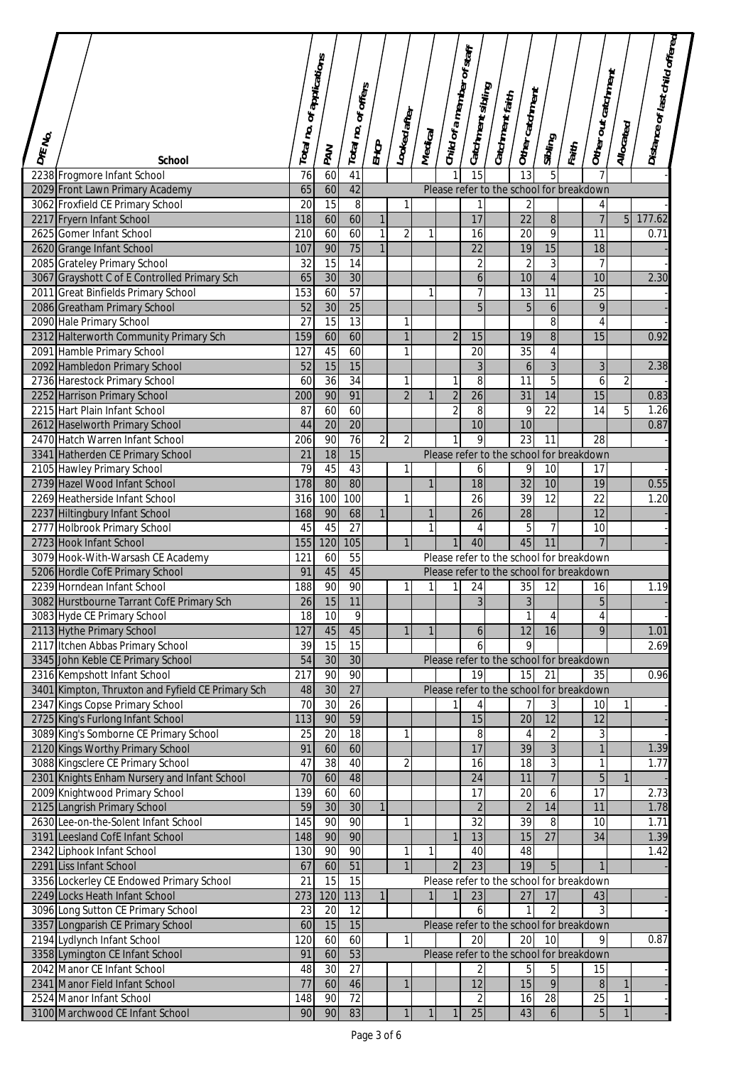| DfE No. | School | Total no. of applications | PAN | Total no. of offers | EHCP | Looked after | Medical | Child of a member of staff | Catchment sibling | Catchment faith | Other catchment | Sibling | Faith | Other out catchment | Allocated | Distance of last child offered |
|---|---|---|---|---|---|---|---|---|---|---|---|---|---|---|---|---|
| 2238 | Frogmore Infant School | 76 | 60 | 41 | | | | 1 | 15 | | 13 | 5 | | 7 | | - |
| 2029 | Front Lawn Primary Academy | 65 | 60 | 42 | Please refer to the school for breakdown | | | | | | | | | | | |
| 3062 | Froxfield CE Primary School | 20 | 15 | 8 | | 1 | | | 1 | | 2 | | | 4 | | - |
| 2217 | Fryern Infant School | 118 | 60 | 60 | 1 | | | | 17 | | 22 | 8 | | 7 | 5 | 177.62 |
| 2625 | Gomer Infant School | 210 | 60 | 60 | 1 | 2 | 1 | | 16 | | 20 | 9 | | 11 | | 0.71 |
| 2620 | Grange Infant School | 107 | 90 | 75 | 1 | | | | 22 | | 19 | 15 | | 18 | | - |
| 2085 | Grateley Primary School | 32 | 15 | 14 | | | | | 2 | | 2 | 3 | | 7 | | - |
| 3067 | Grayshott C of E Controlled Primary Sch | 65 | 30 | 30 | | | | | 6 | | 10 | 4 | | 10 | | 2.30 |
| 2011 | Great Binfields Primary School | 153 | 60 | 57 | | | 1 | | 7 | | 13 | 11 | | 25 | | - |
| 2086 | Greatham Primary School | 52 | 30 | 25 | | | | | 5 | | 5 | 6 | | 9 | | - |
| 2090 | Hale Primary School | 27 | 15 | 13 | | 1 | | | | | | 8 | | 4 | | - |
| 2312 | Halterworth Community Primary Sch | 159 | 60 | 60 | | 1 | | 2 | 15 | | 19 | 8 | | 15 | | 0.92 |
| 2091 | Hamble Primary School | 127 | 45 | 60 | | 1 | | | 20 | | 35 | 4 | | | | |
| 2092 | Hambledon Primary School | 52 | 15 | 15 | | | | | 3 | | 6 | 3 | | 3 | | 2.38 |
| 2736 | Harestock Primary School | 60 | 36 | 34 | | 1 | | 1 | 8 | | 11 | 5 | | 6 | 2 | - |
| 2252 | Harrison Primary School | 200 | 90 | 91 | | 2 | 1 | 2 | 26 | | 31 | 14 | | 15 | | 0.83 |
| 2215 | Hart Plain Infant School | 87 | 60 | 60 | | | | 2 | 8 | | 9 | 22 | | 14 | 5 | 1.26 |
| 2612 | Haselworth Primary School | 44 | 20 | 20 | | | | | 10 | | 10 | | | | | 0.87 |
| 2470 | Hatch Warren Infant School | 206 | 90 | 76 | 2 | 2 | | 1 | 9 | | 23 | 11 | | 28 | | - |
| 3341 | Hatherden CE Primary School | 21 | 18 | 15 | Please refer to the school for breakdown | | | | | | | | | | | |
| 2105 | Hawley Primary School | 79 | 45 | 43 | | 1 | | | 6 | | 9 | 10 | | 17 | | - |
| 2739 | Hazel Wood Infant School | 178 | 80 | 80 | | | 1 | | 18 | | 32 | 10 | | 19 | | 0.55 |
| 2269 | Heatherside Infant School | 316 | 100 | 100 | | 1 | | | 26 | | 39 | 12 | | 22 | | 1.20 |
| 2237 | Hiltingbury Infant School | 168 | 90 | 68 | 1 | | 1 | | 26 | | 28 | | | 12 | | - |
| 2777 | Holbrook Primary School | 45 | 45 | 27 | | | 1 | | 4 | | 5 | 7 | | 10 | | - |
| 2723 | Hook Infant School | 155 | 120 | 105 | | 1 | | 1 | 40 | | 45 | 11 | | 7 | | - |
| 3079 | Hook-With-Warsash CE Academy | 121 | 60 | 55 | Please refer to the school for breakdown | | | | | | | | | | | |
| 5206 | Hordle CofE Primary School | 91 | 45 | 45 | Please refer to the school for breakdown | | | | | | | | | | | |
| 2239 | Horndean Infant School | 188 | 90 | 90 | | 1 | 1 | 1 | 24 | | 35 | 12 | | 16 | | 1.19 |
| 3082 | Hurstbourne Tarrant CofE Primary Sch | 26 | 15 | 11 | | | | | 3 | | 3 | | | 5 | | - |
| 3083 | Hyde CE Primary School | 18 | 10 | 9 | | | | | | | 1 | 4 | | 4 | | - |
| 2113 | Hythe Primary School | 127 | 45 | 45 | | 1 | 1 | | 6 | | 12 | 16 | | 9 | | 1.01 |
| 2117 | Itchen Abbas Primary School | 39 | 15 | 15 | | | | | 6 | | 9 | | | | | 2.69 |
| 3345 | John Keble CE Primary School | 54 | 30 | 30 | Please refer to the school for breakdown | | | | | | | | | | | |
| 2316 | Kempshott Infant School | 217 | 90 | 90 | | | | | 19 | | 15 | 21 | | 35 | | 0.96 |
| 3401 | Kimpton, Thruxton and Fyfield CE Primary Sch | 48 | 30 | 27 | Please refer to the school for breakdown | | | | | | | | | | | |
| 2347 | Kings Copse Primary School | 70 | 30 | 26 | | | | 1 | 4 | | 7 | 3 | | 10 | 1 | - |
| 2725 | King's Furlong Infant School | 113 | 90 | 59 | | | | | 15 | | 20 | 12 | | 12 | | - |
| 3089 | King's Somborne CE Primary School | 25 | 20 | 18 | | 1 | | | 8 | | 4 | 2 | | 3 | | - |
| 2120 | Kings Worthy Primary School | 91 | 60 | 60 | | | | | 17 | | 39 | 3 | | 1 | | 1.39 |
| 3088 | Kingsclere CE Primary School | 47 | 38 | 40 | | 2 | | | 16 | | 18 | 3 | | 1 | | 1.77 |
| 2301 | Knights Enham Nursery and Infant School | 70 | 60 | 48 | | | | | 24 | | 11 | 7 | | 5 | 1 | - |
| 2009 | Knightwood Primary School | 139 | 60 | 60 | | | | | 17 | | 20 | 6 | | 17 | | 2.73 |
| 2125 | Langrish Primary School | 59 | 30 | 30 | 1 | | | | 2 | | 2 | 14 | | 11 | | 1.78 |
| 2630 | Lee-on-the-Solent Infant School | 145 | 90 | 90 | | 1 | | | 32 | | 39 | 8 | | 10 | | 1.71 |
| 3191 | Leesland CofE Infant School | 148 | 90 | 90 | | | | 1 | 13 | | 15 | 27 | | 34 | | 1.39 |
| 2342 | Liphook Infant School | 130 | 90 | 90 | | 1 | 1 | | 40 | | 48 | | | | | 1.42 |
| 2291 | Liss Infant School | 67 | 60 | 51 | | 1 | | 2 | 23 | | 19 | 5 | | 1 | | - |
| 3356 | Lockerley CE Endowed Primary School | 21 | 15 | 15 | Please refer to the school for breakdown | | | | | | | | | | | |
| 2249 | Locks Heath Infant School | 273 | 120 | 113 | 1 | | 1 | 1 | 23 | | 27 | 17 | | 43 | | - |
| 3096 | Long Sutton CE Primary School | 23 | 20 | 12 | | | | | 6 | | 1 | 2 | | 3 | | - |
| 3357 | Longparish CE Primary School | 60 | 15 | 15 | Please refer to the school for breakdown | | | | | | | | | | | |
| 2194 | Lydlynch Infant School | 120 | 60 | 60 | | 1 | | | 20 | | 20 | 10 | | 9 | | 0.87 |
| 3358 | Lymington CE Infant School | 91 | 60 | 53 | Please refer to the school for breakdown | | | | | | | | | | | |
| 2042 | Manor CE Infant School | 48 | 30 | 27 | | | | | 2 | | 5 | 5 | | 15 | | - |
| 2341 | Manor Field Infant School | 77 | 60 | 46 | | 1 | | | 12 | | 15 | 9 | | 8 | 1 | - |
| 2524 | Manor Infant School | 148 | 90 | 72 | | | | | 2 | | 16 | 28 | | 25 | 1 | - |
| 3100 | Marchwood CE Infant School | 90 | 90 | 83 | | 1 | 1 | 1 | 25 | | 43 | 6 | | 5 | 1 | - |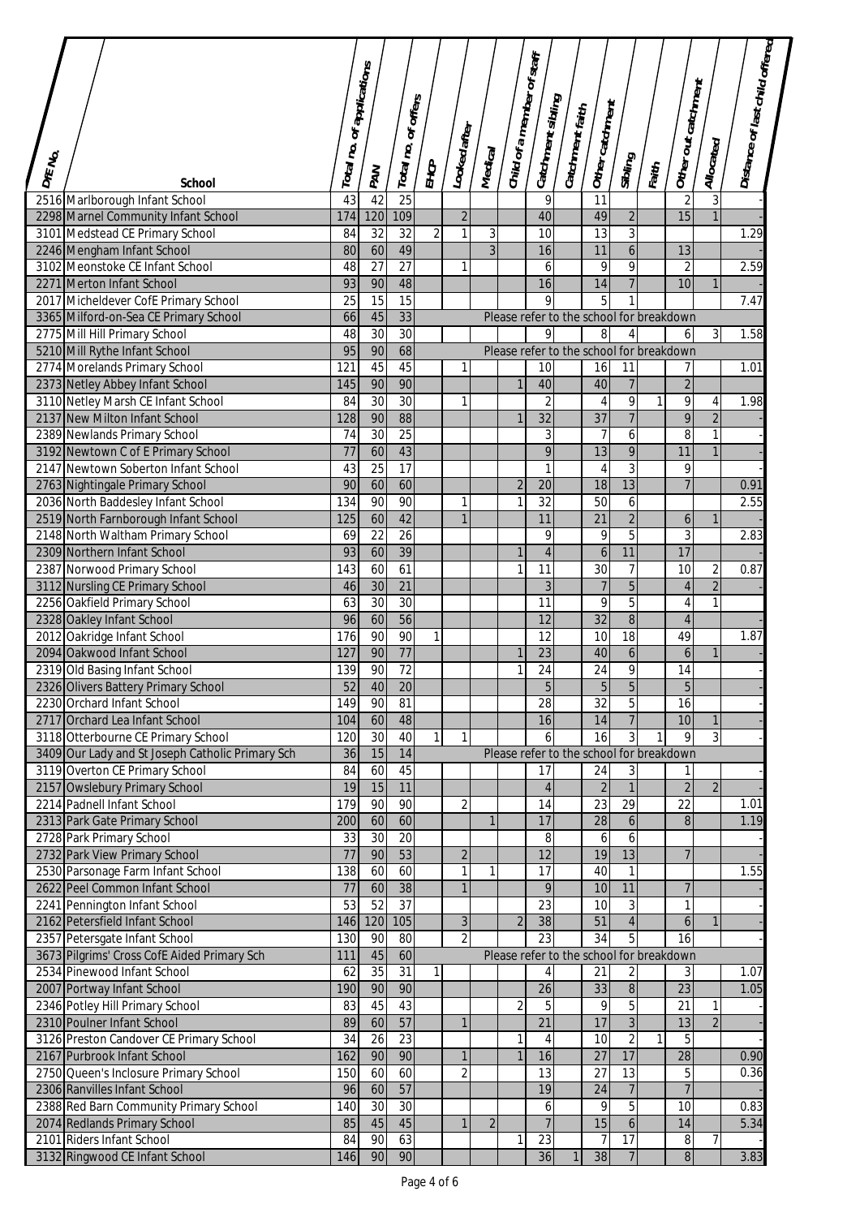| DfE No. | School | Total no. of applications | PAN | Total no. of offers | EHCP | Looked after | Medical | Child of a member of staff | Catchment sibling | Catchment faith | Other catchment | Sibling | Faith | Other out catchment | Allocated | Distance of last child offered |
|---|---|---|---|---|---|---|---|---|---|---|---|---|---|---|---|---|
| 2516 | Marlborough Infant School | 43 | 42 | 25 | | | | | 9 | | 11 | | | 2 | 3 | - |
| 2298 | Marnel Community Infant School | 174 | 120 | 109 | | 2 | | | 40 | | 49 | 2 | | 15 | 1 | - |
| 3101 | Medstead CE Primary School | 84 | 32 | 32 | 2 | 1 | 3 | | 10 | | 13 | 3 | | | | 1.29 |
| 2246 | Mengham Infant School | 80 | 60 | 49 | | | 3 | | 16 | | 11 | 6 | | 13 | | - |
| 3102 | Meonstoke CE Infant School | 48 | 27 | 27 | | 1 | | | 6 | | 9 | 9 | | 2 | | 2.59 |
| 2271 | Merton Infant School | 93 | 90 | 48 | | | | | 16 | | 14 | 7 | | 10 | 1 | - |
| 2017 | Micheldever CofE Primary School | 25 | 15 | 15 | | | | | 9 | | 5 | 1 | | | | 7.47 |
| 3365 | Milford-on-Sea CE Primary School | 66 | 45 | 33 | Please refer to the school for breakdown | | | | | | | | | | | |
| 2775 | Mill Hill Primary School | 48 | 30 | 30 | | | | | 9 | | 8 | 4 | | 6 | 3 | 1.58 |
| 5210 | Mill Rythe Infant School | 95 | 90 | 68 | Please refer to the school for breakdown | | | | | | | | | | | |
| 2774 | Morelands Primary School | 121 | 45 | 45 | | 1 | | | 10 | | 16 | 11 | | 7 | | 1.01 |
| 2373 | Netley Abbey Infant School | 145 | 90 | 90 | | | | 1 | 40 | | 40 | 7 | | 2 | | - |
| 3110 | Netley Marsh CE Infant School | 84 | 30 | 30 | | 1 | | | 2 | | 4 | 9 | 1 | 9 | 4 | 1.98 |
| 2137 | New Milton Infant School | 128 | 90 | 88 | | | | 1 | 32 | | 37 | 7 | | 9 | 2 | - |
| 2389 | Newlands Primary School | 74 | 30 | 25 | | | | | 3 | | 7 | 6 | | 8 | 1 | - |
| 3192 | Newtown C of E Primary School | 77 | 60 | 43 | | | | | 9 | | 13 | 9 | | 11 | 1 | - |
| 2147 | Newtown Soberton Infant School | 43 | 25 | 17 | | | | | 1 | | 4 | 3 | | 9 | | - |
| 2763 | Nightingale Primary School | 90 | 60 | 60 | | | | 2 | 20 | | 18 | 13 | | 7 | | 0.91 |
| 2036 | North Baddesley Infant School | 134 | 90 | 90 | | 1 | | 1 | 32 | | 50 | 6 | | | | 2.55 |
| 2519 | North Farnborough Infant School | 125 | 60 | 42 | | 1 | | | 11 | | 21 | 2 | | 6 | 1 | - |
| 2148 | North Waltham Primary School | 69 | 22 | 26 | | | | | 9 | | 9 | 5 | | 3 | | 2.83 |
| 2309 | Northern Infant School | 93 | 60 | 39 | | | | 1 | 4 | | 6 | 11 | | 17 | | - |
| 2387 | Norwood Primary School | 143 | 60 | 61 | | | | 1 | 11 | | 30 | 7 | | 10 | 2 | 0.87 |
| 3112 | Nursling CE Primary School | 46 | 30 | 21 | | | | | 3 | | 7 | 5 | | 4 | 2 | - |
| 2256 | Oakfield Primary School | 63 | 30 | 30 | | | | | 11 | | 9 | 5 | | 4 | 1 | |
| 2328 | Oakley Infant School | 96 | 60 | 56 | | | | | 12 | | 32 | 8 | | 4 | | - |
| 2012 | Oakridge Infant School | 176 | 90 | 90 | 1 | | | | 12 | | 10 | 18 | | 49 | | 1.87 |
| 2094 | Oakwood Infant School | 127 | 90 | 77 | | | | 1 | 23 | | 40 | 6 | | 6 | 1 | - |
| 2319 | Old Basing Infant School | 139 | 90 | 72 | | | | 1 | 24 | | 24 | 9 | | 14 | | - |
| 2326 | Olivers Battery Primary School | 52 | 40 | 20 | | | | | 5 | | 5 | 5 | | 5 | | - |
| 2230 | Orchard Infant School | 149 | 90 | 81 | | | | | 28 | | 32 | 5 | | 16 | | - |
| 2717 | Orchard Lea Infant School | 104 | 60 | 48 | | | | | 16 | | 14 | 7 | | 10 | 1 | - |
| 3118 | Otterbourne CE Primary School | 120 | 30 | 40 | 1 | 1 | | | 6 | | 16 | 3 | 1 | 9 | 3 | - |
| 3409 | Our Lady and St Joseph Catholic Primary Sch | 36 | 15 | 14 | Please refer to the school for breakdown | | | | | | | | | | | |
| 3119 | Overton CE Primary School | 84 | 60 | 45 | | | | | 17 | | 24 | 3 | | 1 | | - |
| 2157 | Owslebury Primary School | 19 | 15 | 11 | | | | | 4 | | 2 | 1 | | 2 | 2 | - |
| 2214 | Padnell Infant School | 179 | 90 | 90 | | 2 | | | 14 | | 23 | 29 | | 22 | | 1.01 |
| 2313 | Park Gate Primary School | 200 | 60 | 60 | | | 1 | | 17 | | 28 | 6 | | 8 | | 1.19 |
| 2728 | Park Primary School | 33 | 30 | 20 | | | | | 8 | | 6 | 6 | | | | - |
| 2732 | Park View Primary School | 77 | 90 | 53 | | 2 | | | 12 | | 19 | 13 | | 7 | | - |
| 2530 | Parsonage Farm Infant School | 138 | 60 | 60 | | 1 | 1 | | 17 | | 40 | 1 | | | | 1.55 |
| 2622 | Peel Common Infant School | 77 | 60 | 38 | | 1 | | | 9 | | 10 | 11 | | 7 | | - |
| 2241 | Pennington Infant School | 53 | 52 | 37 | | | | | 23 | | 10 | 3 | | 1 | | - |
| 2162 | Petersfield Infant School | 146 | 120 | 105 | | 3 | | 2 | 38 | | 51 | 4 | | 6 | 1 | - |
| 2357 | Petersgate Infant School | 130 | 90 | 80 | | 2 | | | 23 | | 34 | 5 | | 16 | | - |
| 3673 | Pilgrims' Cross CofE Aided Primary Sch | 111 | 45 | 60 | Please refer to the school for breakdown | | | | | | | | | | | |
| 2534 | Pinewood Infant School | 62 | 35 | 31 | 1 | | | | 4 | | 21 | 2 | | 3 | | 1.07 |
| 2007 | Portway Infant School | 190 | 90 | 90 | | | | | 26 | | 33 | 8 | | 23 | | 1.05 |
| 2346 | Potley Hill Primary School | 83 | 45 | 43 | | | | 2 | 5 | | 9 | 5 | | 21 | 1 | - |
| 2310 | Poulner Infant School | 89 | 60 | 57 | | 1 | | | 21 | | 17 | 3 | | 13 | 2 | - |
| 3126 | Preston Candover CE Primary School | 34 | 26 | 23 | | | | 1 | 4 | | 10 | 2 | 1 | 5 | | - |
| 2167 | Purbrook Infant School | 162 | 90 | 90 | | 1 | | 1 | 16 | | 27 | 17 | | 28 | | 0.90 |
| 2750 | Queen's Inclosure Primary School | 150 | 60 | 60 | | 2 | | | 13 | | 27 | 13 | | 5 | | 0.36 |
| 2306 | Ranvilles Infant School | 96 | 60 | 57 | | | | | 19 | | 24 | 7 | | 7 | | - |
| 2388 | Red Barn Community Primary School | 140 | 30 | 30 | | | | | 6 | | 9 | 5 | | 10 | | 0.83 |
| 2074 | Redlands Primary School | 85 | 45 | 45 | | 1 | 2 | | 7 | | 15 | 6 | | 14 | | 5.34 |
| 2101 | Riders Infant School | 84 | 90 | 63 | | | | 1 | 23 | | 7 | 17 | | 8 | 7 | - |
| 3132 | Ringwood CE Infant School | 146 | 90 | 90 | | | | | 36 | 1 | 38 | 7 | | 8 | | 3.83 |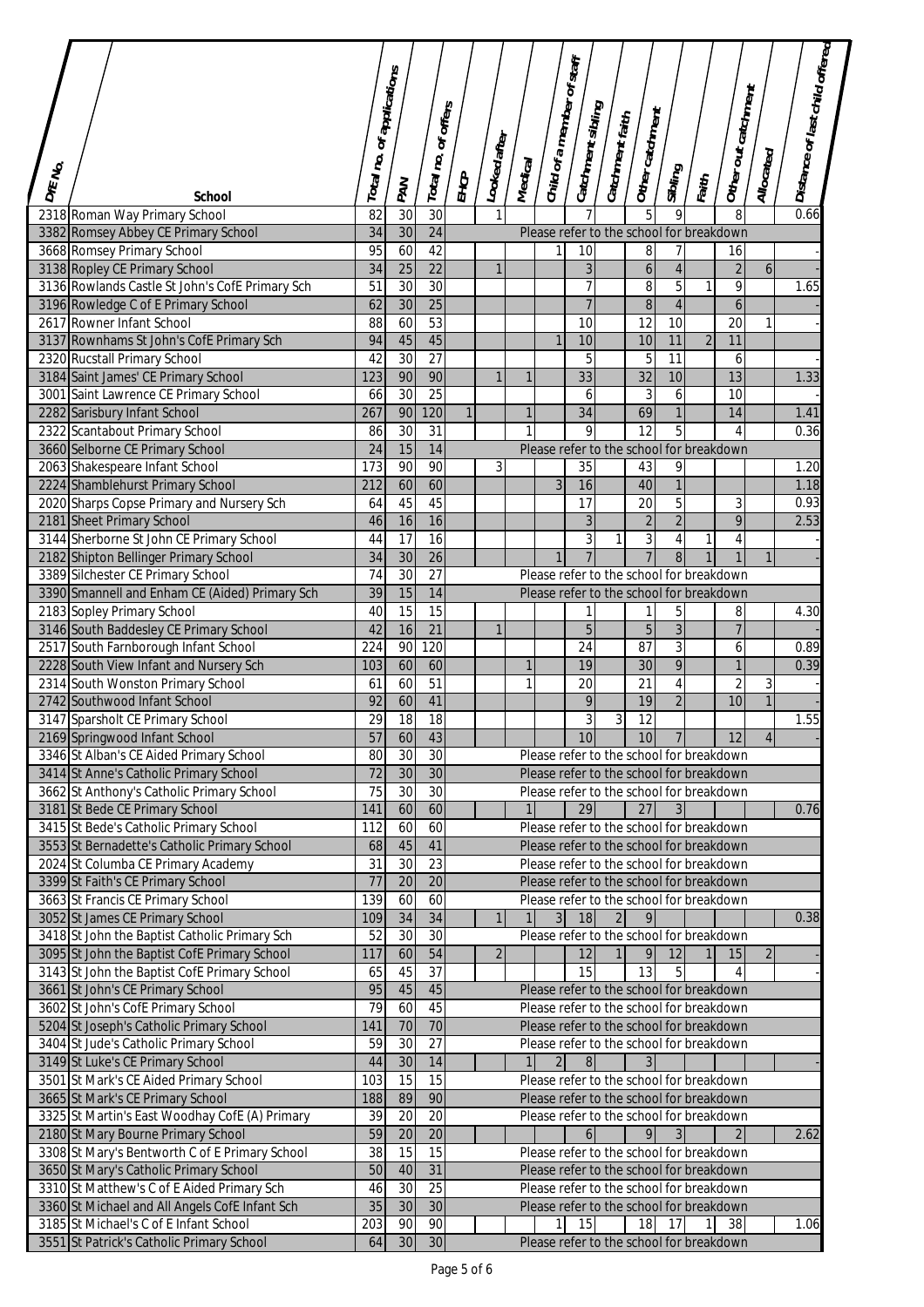| DfE No. | School | Total no. of applications | PAN | Total no. of offers | EHCP | Looked after | Medical | Child of a member of staff | Catchment sibling | Catchment faith | Other catchment | Sibling | Faith | Other out catchment | Allocated | Distance of last child offered |
|---|---|---|---|---|---|---|---|---|---|---|---|---|---|---|---|---|
| 2318 | Roman Way Primary School | 82 | 30 | 30 | | 1 | | | 7 | | 5 | 9 | | 8 | | 0.66 |
| 3382 | Romsey Abbey CE Primary School | 34 | 30 | 24 | Please refer to the school for breakdown | | | | | | | | | | | |
| 3668 | Romsey Primary School | 95 | 60 | 42 | | | | 1 | 10 | | 8 | 7 | | 16 | | - |
| 3138 | Ropley CE Primary School | 34 | 25 | 22 | | 1 | | | 3 | | 6 | 4 | | 2 | 6 | - |
| 3136 | Rowlands Castle St John's CofE Primary Sch | 51 | 30 | 30 | | | | | 7 | | 8 | 5 | 1 | 9 | | 1.65 |
| 3196 | Rowledge C of E Primary School | 62 | 30 | 25 | | | | | 7 | | 8 | 4 | | 6 | | - |
| 2617 | Rowner Infant School | 88 | 60 | 53 | | | | | 10 | | 12 | 10 | | 20 | 1 | - |
| 3137 | Rownhams St John's CofE Primary Sch | 94 | 45 | 45 | | | | 1 | 10 | | 10 | 11 | 2 | 11 | | |
| 2320 | Rucstall Primary School | 42 | 30 | 27 | | | | | 5 | | 5 | 11 | | 6 | | - |
| 3184 | Saint James' CE Primary School | 123 | 90 | 90 | | 1 | 1 | | 33 | | 32 | 10 | | 13 | | 1.33 |
| 3001 | Saint Lawrence CE Primary School | 66 | 30 | 25 | | | | | 6 | | 3 | 6 | | 10 | | - |
| 2282 | Sarisbury Infant School | 267 | 90 | 120 | 1 | | 1 | | 34 | | 69 | 1 | | 14 | | 1.41 |
| 2322 | Scantabout Primary School | 86 | 30 | 31 | | | 1 | | 9 | | 12 | 5 | | 4 | | 0.36 |
| 3660 | Selborne CE Primary School | 24 | 15 | 14 | Please refer to the school for breakdown | | | | | | | | | | | |
| 2063 | Shakespeare Infant School | 173 | 90 | 90 | | 3 | | | 35 | | 43 | 9 | | | | 1.20 |
| 2224 | Shamblehurst Primary School | 212 | 60 | 60 | | | | 3 | 16 | | 40 | 1 | | | | 1.18 |
| 2020 | Sharps Copse Primary and Nursery Sch | 64 | 45 | 45 | | | | | 17 | | 20 | 5 | | 3 | | 0.93 |
| 2181 | Sheet Primary School | 46 | 16 | 16 | | | | | 3 | | 2 | 2 | | 9 | | 2.53 |
| 3144 | Sherborne St John CE Primary School | 44 | 17 | 16 | | | | | 3 | 1 | 3 | 4 | 1 | 4 | | - |
| 2182 | Shipton Bellinger Primary School | 34 | 30 | 26 | | | | 1 | 7 | | 7 | 8 | 1 | 1 | 1 | - |
| 3389 | Silchester CE Primary School | 74 | 30 | 27 | Please refer to the school for breakdown | | | | | | | | | | | |
| 3390 | Smannell and Enham CE (Aided) Primary Sch | 39 | 15 | 14 | Please refer to the school for breakdown | | | | | | | | | | | |
| 2183 | Sopley Primary School | 40 | 15 | 15 | | | | | 1 | | 1 | 5 | | 8 | | 4.30 |
| 3146 | South Baddesley CE Primary School | 42 | 16 | 21 | | 1 | | | 5 | | 5 | 3 | | 7 | | - |
| 2517 | South Farnborough Infant School | 224 | 90 | 120 | | | | | 24 | | 87 | 3 | | 6 | | 0.89 |
| 2228 | South View Infant and Nursery Sch | 103 | 60 | 60 | | | 1 | | 19 | | 30 | 9 | | 1 | | 0.39 |
| 2314 | South Wonston Primary School | 61 | 60 | 51 | | | 1 | | 20 | | 21 | 4 | | 2 | 3 | - |
| 2742 | Southwood Infant School | 92 | 60 | 41 | | | | | 9 | | 19 | 2 | | 10 | 1 | - |
| 3147 | Sparsholt CE Primary School | 29 | 18 | 18 | | | | | 3 | 3 | 12 | | | | | 1.55 |
| 2169 | Springwood Infant School | 57 | 60 | 43 | | | | | 10 | | 10 | 7 | | 12 | 4 | - |
| 3346 | St Alban's CE Aided Primary School | 80 | 30 | 30 | Please refer to the school for breakdown | | | | | | | | | | | |
| 3414 | St Anne's Catholic Primary School | 72 | 30 | 30 | Please refer to the school for breakdown | | | | | | | | | | | |
| 3662 | St Anthony's Catholic Primary School | 75 | 30 | 30 | Please refer to the school for breakdown | | | | | | | | | | | |
| 3181 | St Bede CE Primary School | 141 | 60 | 60 | | | 1 | | 29 | | 27 | 3 | | | | 0.76 |
| 3415 | St Bede's Catholic Primary School | 112 | 60 | 60 | Please refer to the school for breakdown | | | | | | | | | | | |
| 3553 | St Bernadette's Catholic Primary School | 68 | 45 | 41 | Please refer to the school for breakdown | | | | | | | | | | | |
| 2024 | St Columba CE Primary Academy | 31 | 30 | 23 | Please refer to the school for breakdown | | | | | | | | | | | |
| 3399 | St Faith's CE Primary School | 77 | 20 | 20 | Please refer to the school for breakdown | | | | | | | | | | | |
| 3663 | St Francis CE Primary School | 139 | 60 | 60 | Please refer to the school for breakdown | | | | | | | | | | | |
| 3052 | St James CE Primary School | 109 | 34 | 34 | | 1 | 1 | 3 | 18 | 2 | 9 | | | | | 0.38 |
| 3418 | St John the Baptist Catholic Primary Sch | 52 | 30 | 30 | Please refer to the school for breakdown | | | | | | | | | | | |
| 3095 | St John the Baptist CofE Primary School | 117 | 60 | 54 | | 2 | | | 12 | 1 | 9 | 12 | 1 | 15 | 2 | - |
| 3143 | St John the Baptist CofE Primary School | 65 | 45 | 37 | | | | | 15 | | 13 | 5 | | 4 | | - |
| 3661 | St John's CE Primary School | 95 | 45 | 45 | Please refer to the school for breakdown | | | | | | | | | | | |
| 3602 | St John's CofE Primary School | 79 | 60 | 45 | Please refer to the school for breakdown | | | | | | | | | | | |
| 5204 | St Joseph's Catholic Primary School | 141 | 70 | 70 | Please refer to the school for breakdown | | | | | | | | | | | |
| 3404 | St Jude's Catholic Primary School | 59 | 30 | 27 | Please refer to the school for breakdown | | | | | | | | | | | |
| 3149 | St Luke's CE Primary School | 44 | 30 | 14 | | | 1 | 2 | 8 | | 3 | | | | | - |
| 3501 | St Mark's CE Aided Primary School | 103 | 15 | 15 | Please refer to the school for breakdown | | | | | | | | | | | |
| 3665 | St Mark's CE Primary School | 188 | 89 | 90 | Please refer to the school for breakdown | | | | | | | | | | | |
| 3325 | St Martin's East Woodhay CofE (A) Primary | 39 | 20 | 20 | Please refer to the school for breakdown | | | | | | | | | | | |
| 2180 | St Mary Bourne Primary School | 59 | 20 | 20 | | | | | 6 | | 9 | 3 | | 2 | | 2.62 |
| 3308 | St Mary's Bentworth C of E Primary School | 38 | 15 | 15 | Please refer to the school for breakdown | | | | | | | | | | | |
| 3650 | St Mary's Catholic Primary School | 50 | 40 | 31 | Please refer to the school for breakdown | | | | | | | | | | | |
| 3310 | St Matthew's C of E Aided Primary Sch | 46 | 30 | 25 | Please refer to the school for breakdown | | | | | | | | | | | |
| 3360 | St Michael and All Angels CofE Infant Sch | 35 | 30 | 30 | Please refer to the school for breakdown | | | | | | | | | | | |
| 3185 | St Michael's C of E Infant School | 203 | 90 | 90 | | | | 1 | 15 | | 18 | 17 | 1 | 38 | | 1.06 |
| 3551 | St Patrick's Catholic Primary School | 64 | 30 | 30 | Please refer to the school for breakdown | | | | | | | | | | | |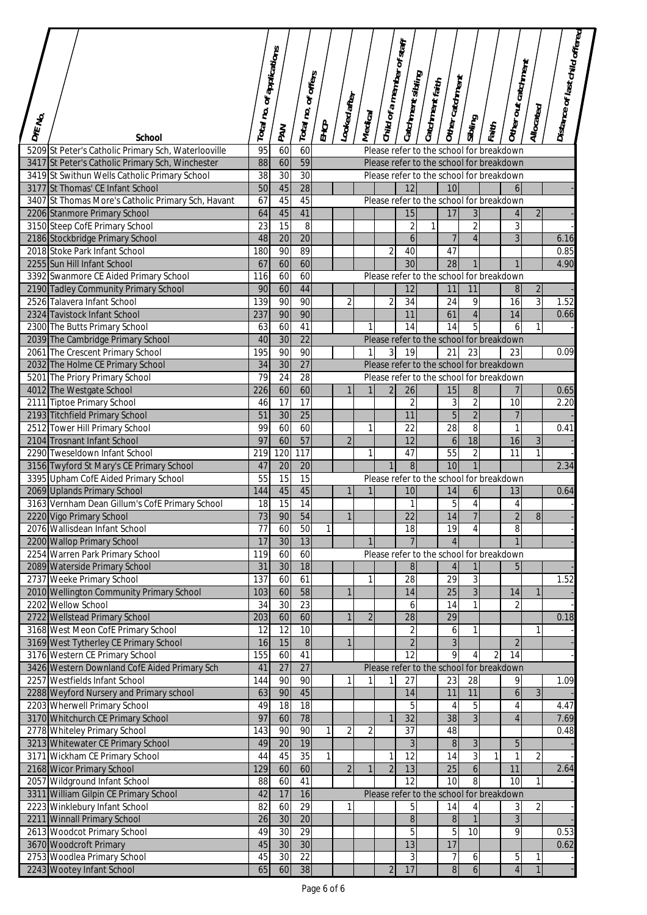| DfE No. | School | Total no. of applications | PAN | Total no. of offers | EHCP | Looked after | Medical | Child of a member of staff | Catchment sibling | Catchment faith | Other catchment | Sibling | Faith | Other out catchment | Allocated | Distance of last child offered |
|---|---|---|---|---|---|---|---|---|---|---|---|---|---|---|---|---|
| 5209 | St Peter's Catholic Primary Sch, Waterlooville | 95 | 60 | 60 | Please refer to the school for breakdown | | | | | | | | | | | |
| 3417 | St Peter's Catholic Primary Sch, Winchester | 88 | 60 | 59 | Please refer to the school for breakdown | | | | | | | | | | | |
| 3419 | St Swithun Wells Catholic Primary School | 38 | 30 | 30 | Please refer to the school for breakdown | | | | | | | | | | | |
| 3177 | St Thomas' CE Infant School | 50 | 45 | 28 | | | | | 12 | | 10 | | | 6 | | - |
| 3407 | St Thomas More's Catholic Primary Sch, Havant | 67 | 45 | 45 | Please refer to the school for breakdown | | | | | | | | | | | |
| 2206 | Stanmore Primary School | 64 | 45 | 41 | | | | | 15 | | 17 | 3 | | 4 | 2 | - |
| 3150 | Steep CofE Primary School | 23 | 15 | 8 | | | | | 2 | 1 | | 2 | | 3 | | - |
| 2186 | Stockbridge Primary School | 48 | 20 | 20 | | | | | 6 | | 7 | 4 | | 3 | | 6.16 |
| 2018 | Stoke Park Infant School | 180 | 90 | 89 | | | | 2 | 40 | | 47 | | | | | 0.85 |
| 2255 | Sun Hill Infant School | 67 | 60 | 60 | | | | | 30 | | 28 | 1 | | 1 | | 4.90 |
| 3392 | Swanmore CE Aided Primary School | 116 | 60 | 60 | Please refer to the school for breakdown | | | | | | | | | | | |
| 2190 | Tadley Community Primary School | 90 | 60 | 44 | | | | | 12 | | 11 | 11 | | 8 | 2 | - |
| 2526 | Talavera Infant School | 139 | 90 | 90 | | 2 | | 2 | 34 | | 24 | 9 | | 16 | 3 | 1.52 |
| 2324 | Tavistock Infant School | 237 | 90 | 90 | | | | | 11 | | 61 | 4 | | 14 | | 0.66 |
| 2300 | The Butts Primary School | 63 | 60 | 41 | | | 1 | | 14 | | 14 | 5 | | 6 | 1 | - |
| 2039 | The Cambridge Primary School | 40 | 30 | 22 | Please refer to the school for breakdown | | | | | | | | | | | |
| 2061 | The Crescent Primary School | 195 | 90 | 90 | | | 1 | 3 | 19 | | 21 | 23 | | 23 | | 0.09 |
| 2032 | The Holme CE Primary School | 34 | 30 | 27 | Please refer to the school for breakdown | | | | | | | | | | | |
| 5201 | The Priory Primary School | 79 | 24 | 28 | Please refer to the school for breakdown | | | | | | | | | | | |
| 4012 | The Westgate School | 226 | 60 | 60 | | 1 | 1 | 2 | 26 | | 15 | 8 | | 7 | | 0.65 |
| 2111 | Tiptoe Primary School | 46 | 17 | 17 | | | | | 2 | | 3 | 2 | | 10 | | 2.20 |
| 2193 | Titchfield Primary School | 51 | 30 | 25 | | | | | 11 | | 5 | 2 | | 7 | | - |
| 2512 | Tower Hill Primary School | 99 | 60 | 60 | | | 1 | | 22 | | 28 | 8 | | 1 | | 0.41 |
| 2104 | Trosnant Infant School | 97 | 60 | 57 | | 2 | | | 12 | | 6 | 18 | | 16 | 3 | - |
| 2290 | Tweseldown Infant School | 219 | 120 | 117 | | | 1 | | 47 | | 55 | 2 | | 11 | 1 | - |
| 3156 | Twyford St Mary's CE Primary School | 47 | 20 | 20 | | | | 1 | 8 | | 10 | 1 | | | | 2.34 |
| 3395 | Upham CofE Aided Primary School | 55 | 15 | 15 | Please refer to the school for breakdown | | | | | | | | | | | |
| 2069 | Uplands Primary School | 144 | 45 | 45 | | 1 | 1 | | 10 | | 14 | 6 | | 13 | | 0.64 |
| 3163 | Vernham Dean Gillum's CofE Primary School | 18 | 15 | 14 | | | | | 1 | | 5 | 4 | | 4 | | - |
| 2220 | Vigo Primary School | 73 | 90 | 54 | | 1 | | | 22 | | 14 | 7 | | 2 | 8 | - |
| 2076 | Wallisdean Infant School | 77 | 60 | 50 | 1 | | | | 18 | | 19 | 4 | | 8 | | - |
| 2200 | Wallop Primary School | 17 | 30 | 13 | | | 1 | | 7 | | 4 | | | 1 | | - |
| 2254 | Warren Park Primary School | 119 | 60 | 60 | Please refer to the school for breakdown | | | | | | | | | | | |
| 2089 | Waterside Primary School | 31 | 30 | 18 | | | | | 8 | | 4 | 1 | | 5 | | - |
| 2737 | Weeke Primary School | 137 | 60 | 61 | | | 1 | | 28 | | 29 | 3 | | | | 1.52 |
| 2010 | Wellington Community Primary School | 103 | 60 | 58 | | 1 | | | 14 | | 25 | 3 | | 14 | 1 | - |
| 2202 | Wellow School | 34 | 30 | 23 | | | | | 6 | | 14 | 1 | | 2 | | - |
| 2722 | Wellstead Primary School | 203 | 60 | 60 | | 1 | 2 | | 28 | | 29 | | | | | 0.18 |
| 3168 | West Meon CofE Primary School | 12 | 12 | 10 | | | | | 2 | | 6 | 1 | | | 1 | - |
| 3169 | West Tytherley CE Primary School | 16 | 15 | 8 | | 1 | | | 2 | | 3 | | | 2 | | - |
| 3176 | Western CE Primary School | 155 | 60 | 41 | | | | | 12 | | 9 | 4 | 2 | 14 | | - |
| 3426 | Western Downland CofE Aided Primary Sch | 41 | 27 | 27 | Please refer to the school for breakdown | | | | | | | | | | | |
| 2257 | Westfields Infant School | 144 | 90 | 90 | | 1 | 1 | 1 | 27 | | 23 | 28 | | 9 | | 1.09 |
| 2288 | Weyford Nursery and Primary school | 63 | 90 | 45 | | | | | 14 | | 11 | 11 | | 6 | 3 | - |
| 2203 | Wherwell Primary School | 49 | 18 | 18 | | | | | 5 | | 4 | 5 | | 4 | | 4.47 |
| 3170 | Whitchurch CE Primary School | 97 | 60 | 78 | | | | 1 | 32 | | 38 | 3 | | 4 | | 7.69 |
| 2778 | Whiteley Primary School | 143 | 90 | 90 | 1 | 2 | 2 | | 37 | | 48 | | | | | 0.48 |
| 3213 | Whitewater CE Primary School | 49 | 20 | 19 | | | | | 3 | | 8 | 3 | | 5 | | - |
| 3171 | Wickham CE Primary School | 44 | 45 | 35 | 1 | | | 1 | 12 | | 14 | 3 | 1 | 1 | 2 | - |
| 2168 | Wicor Primary School | 129 | 60 | 60 | | 2 | 1 | 2 | 13 | | 25 | 6 | | 11 | | 2.64 |
| 2057 | Wildground Infant School | 88 | 60 | 41 | | | | | 12 | | 10 | 8 | | 10 | 1 | - |
| 3311 | William Gilpin CE Primary School | 42 | 17 | 16 | Please refer to the school for breakdown | | | | | | | | | | | |
| 2223 | Winklebury Infant School | 82 | 60 | 29 | | 1 | | | 5 | | 14 | 4 | | 3 | 2 | - |
| 2211 | Winnall Primary School | 26 | 30 | 20 | | | | | 8 | | 8 | 1 | | 3 | | - |
| 2613 | Woodcot Primary School | 49 | 30 | 29 | | | | | 5 | | 5 | 10 | | 9 | | 0.53 |
| 3670 | Woodcroft Primary | 45 | 30 | 30 | | | | | 13 | | 17 | | | | | 0.62 |
| 2753 | Woodlea Primary School | 45 | 30 | 22 | | | | | 3 | | 7 | 6 | | 5 | 1 | - |
| 2243 | Wootey Infant School | 65 | 60 | 38 | | | | 2 | 17 | | 8 | 6 | | 4 | 1 | - |